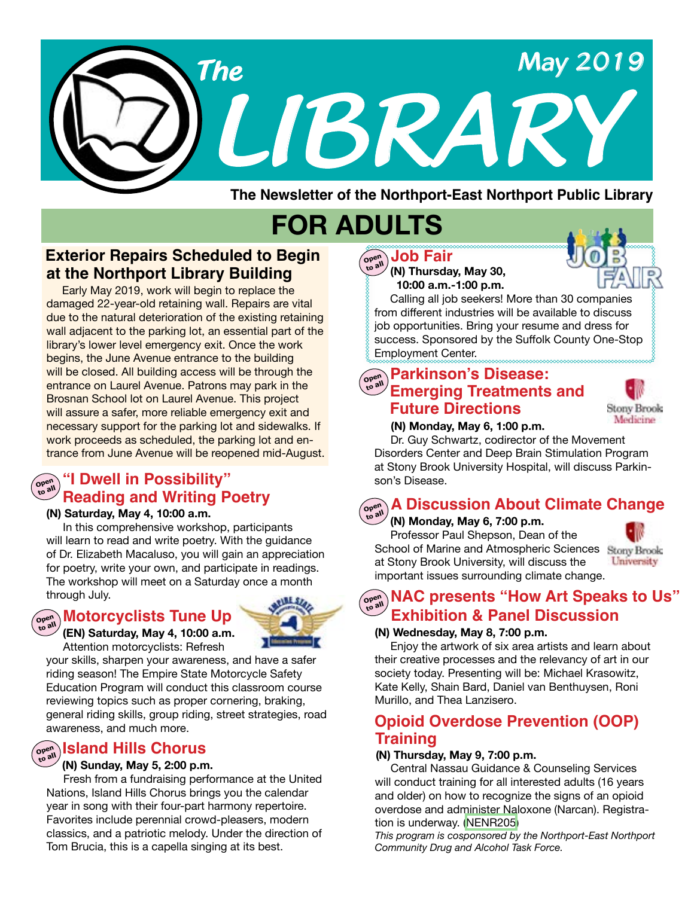# The LIBRARY

May 2019

**The Newsletter of the Northport-East Northport Public Library**

# FOR ADULTS

## Exterior Repairs Scheduled to Begin at the Northport Library Building

Early May 2019, work will begin to replace the damaged 22-year-old retaining wall. Repairs are vital due to the natural deterioration of the existing retaining wall adjacent to the parking lot, an essential part of the library's lower level emergency exit. Once the work begins, the June Avenue entrance to the building will be closed. All building access will be through the entrance on Laurel Avenue. Patrons may park in the Brosnan School lot on Laurel Avenue. This project will assure a safer, more reliable emergency exit and necessary support for the parking lot and sidewalks. If work proceeds as scheduled, the parking lot and entrance from June Avenue will be reopened mid-August.

## "I Dwell in Possibility" Reading and Writing Poetry

Open to all

**(N) Saturday, May 4, 10:00 a.m.**

In this comprehensive workshop, participants will learn to read and write poetry. With the guidance of Dr. Elizabeth Macaluso, you will gain an appreciation for poetry, write your own, and participate in readings. The workshop will meet on a Saturday once a month through July.

## Motorcyclists Tune Up

Open to all

**(EN) Saturday, May 4, 10:00 a.m.**

Attention motorcyclists: Refresh your skills, sharpen your awareness, and have a safer riding season! The Empire State Motorcycle Safety Education Program will conduct this classroom course reviewing topics such as proper cornering, braking, general riding skills, group riding, street strategies, road awareness, and much more.

## Island Hills Chorus

Open to all

**(N) Sunday, May 5, 2:00 p.m.**

Fresh from a fundraising performance at the United Nations, Island Hills Chorus brings you the calendar year in song with their four-part harmony repertoire. Favorites include perennial crowd-pleasers, modern classics, and a patriotic melody. Under the direction of Tom Brucia, this is a capella singing at its best.

## Job Fair

Open to all

**(N) Thursday, May 30, 10:00 a.m.-1:00 p.m.**

Calling all job seekers! More than 30 companies from different industries will be available to discuss job opportunities. Bring your resume and dress for success. Sponsored by the Suffolk County One-Stop Employment Center.

## Parkinson's Disease: Emerging Treatments and Future Directions

Open to all

**(N) Monday, May 6, 1:00 p.m.**

Dr. Guy Schwartz, codirector of the Movement Disorders Center and Deep Brain Stimulation Program at Stony Brook University Hospital, will discuss Parkinson's Disease.

## A Discussion About Climate Change

Open to all

**(N) Monday, May 6, 7:00 p.m.**

Professor Paul Shepson, Dean of the School of Marine and Atmospheric Sciences at Stony Brook University, will discuss the important issues surrounding climate change.

## NAC presents "How Art Speaks to Us" Exhibition & Panel Discussion

Open to all

**(N) Wednesday, May 8, 7:00 p.m.**

Enjoy the artwork of six area artists and learn about their creative processes and the relevancy of art in our society today. Presenting will be: Michael Krasowitz, Kate Kelly, Shain Bard, Daniel van Benthuysen, Roni Murillo, and Thea Lanzisero.

## Opioid Overdose Prevention (OOP) Training

**(N) Thursday, May 9, 7:00 p.m.**

Central Nassau Guidance & Counseling Services will conduct training for all interested adults (16 years and older) on how to recognize the signs of an opioid overdose and administer Naloxone (Narcan). Registration is underway. (NENR205)

*This program is cosponsored by the Northport-East Northport Community Drug and Alcohol Task Force.*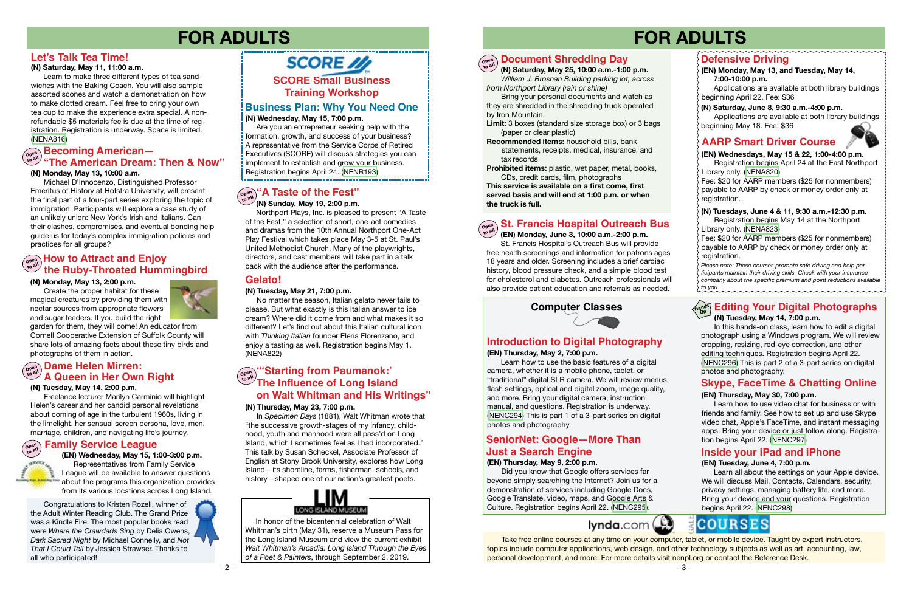# FOR ADULTS

## Let's Talk Tea Time!

**(N) Saturday, May 11, 11:00 a.m.**

Learn to make three different types of tea sandwiches with the Baking Coach. You will also sample assorted scones and watch a demonstration on how to make clotted cream. Feel free to bring your own tea cup to make the experience extra special. A non-refundable $5 materials fee is due at the time of registration. Registration is underway. Space is limited. (NENA816)

## Becoming American— "The American Dream: Then & Now"

**(N) Monday, May 13, 10:00 a.m.**

Michael D'Innocenzo, Distinguished Professor Emeritus of History at Hofstra University, will present the final part of a four-part series exploring the topic of immigration. Participants will explore a case study of an unlikely union: New York's Irish and Italians. Can their clashes, compromises, and eventual bonding help guide us for today's complex immigration policies and practices for all groups?

## How to Attract and Enjoy the Ruby-Throated Hummingbird

**(N) Monday, May 13, 2:00 p.m.**

Create the proper habitat for these magical creatures by providing them with nectar sources from appropriate flowers and sugar feeders. If you build the right garden for them, they will come! An educator from Cornell Cooperative Extension of Suffolk County will share lots of amazing facts about these tiny birds and photographs of them in action.

## Dame Helen Mirren: A Queen in Her Own Right

**(N) Tuesday, May 14, 2:00 p.m.**

Freelance lecturer Marilyn Carminio will highlight Helen's career and her candid personal revelations about coming of age in the turbulent 1960s, living in the limelight, her sensual screen persona, love, men, marriage, children, and navigating life's journey.

## Family Service League

**(EN) Wednesday, May 15, 1:00-3:00 p.m.**

Representatives from Family Service League will be available to answer questions about the programs this organization provides from its various locations across Long Island.

Congratulations to Kristen Rozell, winner of the Adult Winter Reading Club. The Grand Prize was a Kindle Fire. The most popular books read were *Where the Crawdads Sing* by Delia Owens, *Dark Sacred Night* by Michael Connelly, and *Not That I Could Tell* by Jessica Strawser. Thanks to all who participated!

## SCORE Small Business Training Workshop

### Business Plan: Why You Need One

**(N) Wednesday, May 15, 7:00 p.m.**

Are you an entrepreneur seeking help with the formation, growth, and success of your business? A representative from the Service Corps of Retired Executives (SCORE) will discuss strategies you can implement to establish and grow your business. Registration begins April 24. (NENR193)

## "A Taste of the Fest"

**(N) Sunday, May 19, 2:00 p.m.**

Northport Plays, Inc. is pleased to present "A Taste of the Fest," a selection of short, one-act comedies and dramas from the 10th Annual Northport One-Act Play Festival which takes place May 3-5 at St. Paul's United Methodist Church. Many of the playwrights, directors, and cast members will take part in a talk back with the audience after the performance.

## Gelato!

**(N) Tuesday, May 21, 7:00 p.m.**

No matter the season, Italian gelato never fails to please. But what exactly is this Italian answer to ice cream? Where did it come from and what makes it so different? Let's find out about this Italian cultural icon with *Thinking Italian* founder Elena Florenzano, and enjoy a tasting as well. Registration begins May 1. (NENA822)

## "'Starting from Paumanok:' The Influence of Long Island on Walt Whitman and His Writings"

**(N) Thursday, May 23, 7:00 p.m.**

In *Specimen Days* (1881), Walt Whitman wrote that "the successive growth-stages of my infancy, childhood, youth and manhood were all pass'd on Long Island, which I sometimes feel as I had incorporated." This talk by Susan Scheckel, Associate Professor of English at Stony Brook University, explores how Long Island—its shoreline, farms, fisherman, schools, and history—shaped one of our nation's greatest poets.

LIM LONG ISLAND MUSEUM

In honor of the bicentennial celebration of Walt Whitman's birth (May 31), reserve a Museum Pass for the Long Island Museum and view the current exhibit *Walt Whitman's Arcadia: Long Island Through the Eyes of a Poet & Painters*, through September 2, 2019.

# FOR ADULTS

## Document Shredding Day

**(N) Saturday, May 25, 10:00 a.m.-1:00 p.m.**
*William J. Brosnan Building parking lot, across from Northport Library (rain or shine)*

Bring your personal documents and watch as they are shredded in the shredding truck operated by Iron Mountain.

**Limit:** 3 boxes (standard size storage box) or 3 bags (paper or clear plastic)

**Recommended items:** household bills, bank statements, receipts, medical, insurance, and tax records

**Prohibited items:** plastic, wet paper, metal, books, CDs, credit cards, film, photographs

**This service is available on a first come, first served basis and will end at 1:00 p.m. or when the truck is full.**

## St. Francis Hospital Outreach Bus

**(EN) Monday, June 3, 10:00 a.m.-2:00 p.m.**

St. Francis Hospital's Outreach Bus will provide free health screenings and information for patrons ages 18 years and older. Screening includes a brief cardiac history, blood pressure check, and a simple blood test for cholesterol and diabetes. Outreach professionals will also provide patient education and referrals as needed.

## Defensive Driving

**(EN) Monday, May 13, and Tuesday, May 14, 7:00-10:00 p.m.**

Applications are available at both library buildings beginning April 22. Fee: $36

**(N) Saturday, June 8, 9:30 a.m.-4:00 p.m.**

Applications are available at both library buildings beginning May 18. Fee: $36

## AARP Smart Driver Course

**(EN) Wednesdays, May 15 & 22, 1:00-4:00 p.m.**

Registration begins April 24 at the East Northport Library only. (NENA820)

Fee: $20 for AARP members ($25 for nonmembers) payable to AARP by check or money order only at registration.

**(N) Tuesdays, June 4 & 11, 9:30 a.m.-12:30 p.m.**

Registration begins May 14 at the Northport Library only. (NENA823)

Fee: $20 for AARP members ($25 for nonmembers) payable to AARP by check or money order only at registration.

*Please note: These courses promote safe driving and help participants maintain their driving skills. Check with your insurance company about the specific premium and point reductions available to you.*

## Computer Classes

### Introduction to Digital Photography

**(EN) Thursday, May 2, 7:00 p.m.**

Learn how to use the basic features of a digital camera, whether it is a mobile phone, tablet, or "traditional" digital SLR camera. We will review menus, flash settings, optical and digital zoom, image quality, and more. Bring your digital camera, instruction manual, and questions. Registration is underway. (NENC294) This is part 1 of a 3-part series on digital photos and photography.

### SeniorNet: Google—More Than Just a Search Engine

**(EN) Thursday, May 9, 2:00 p.m.**

Did you know that Google offers services far beyond simply searching the Internet? Join us for a demonstration of services including Google Docs, Google Translate, video, maps, and Google Arts & Culture. Registration begins April 22. (NENC295)

### Editing Your Digital Photographs

**(N) Tuesday, May 14, 7:00 p.m.**

In this hands-on class, learn how to edit a digital photograph using a Windows program. We will review cropping, resizing, red-eye correction, and other editing techniques. Registration begins April 22. (NENC296) This is part 2 of a 3-part series on digital photos and photography.

### Skype, FaceTime & Chatting Online

**(EN) Thursday, May 30, 7:00 p.m.**

Learn how to use video chat for business or with friends and family. See how to set up and use Skype video chat, Apple's FaceTime, and instant messaging apps. Bring your device or just follow along. Registration begins April 22. (NENC297)

### Inside your iPad and iPhone

**(EN) Tuesday, June 4, 7:00 p.m.**

Learn all about the settings on your Apple device. We will discuss Mail, Contacts, Calendars, security, privacy settings, managing battery life, and more. Bring your device and your questions. Registration begins April 22. (NENC298)

lynda.com | GALE COURSES

Take free online courses at any time on your computer, tablet, or mobile device. Taught by expert instructors, topics include computer applications, web design, and other technology subjects as well as art, accounting, law, personal development, and more. For more details visit nenpl.org or contact the Reference Desk.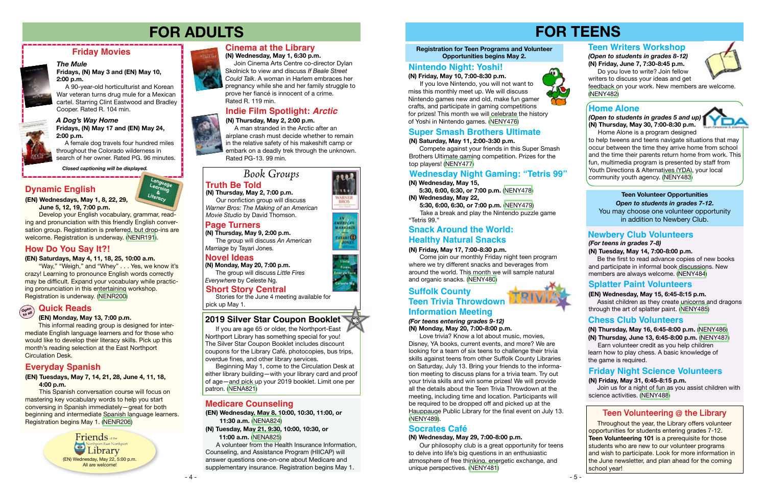# FOR ADULTS

## Friday Movies

***The Mule***
**Fridays, (N) May 3 and (EN) May 10, 2:00 p.m.**

A 90-year-old horticulturist and Korean War veteran turns drug mule for a Mexican cartel. Starring Clint Eastwood and Bradley Cooper. Rated R. 104 min.

***A Dog's Way Home***
**Fridays, (N) May 17 and (EN) May 24, 2:00 p.m.**

A female dog travels four hundred miles throughout the Colorado wilderness in search of her owner. Rated PG. 96 minutes.

***Closed captioning will be displayed.***

## Dynamic English

Language Learning & Literacy

**(EN) Wednesdays, May 1, 8, 22, 29, June 5, 12, 19, 7:00 p.m.**

Develop your English vocabulary, grammar, reading and pronunciation with this friendly English conversation group. Registration is preferred, but drop-ins are welcome. Registration is underway. (NENR191)

## How Do You Say It?!

**(EN) Saturdays, May 4, 11, 18, 25, 10:00 a.m.**

"Way," "Weigh," and "Whey" . . . Yes, we know it's crazy! Learning to pronounce English words correctly may be difficult. Expand your vocabulary while practicing pronunciation in this entertaining workshop. Registration is underway. (NENR200)

## Quick Reads

Open to all

**(EN) Monday, May 13, 7:00 p.m.**

This informal reading group is designed for intermediate English language learners and for those who would like to develop their literacy skills. Pick up this month's reading selection at the East Northport Circulation Desk.

## Everyday Spanish

**(EN) Tuesdays, May 7, 14, 21, 28, June 4, 11, 18, 4:00 p.m.**

This Spanish conversation course will focus on mastering key vocabulary words to help you start conversing in Spanish immediately—great for both beginning and intermediate Spanish language learners. Registration begins May 1. (NENR206)

Friends of the Northport-East Northport Library
(EN) Wednesday, May 22, 5:00 p.m.
All are welcome!

## Cinema at the Library

**(N) Wednesday, May 1, 6:30 p.m.**

Join Cinema Arts Centre co-director Dylan Skolnick to view and discuss *If Beale Street Could Talk*. A woman in Harlem embraces her pregnancy while she and her family struggle to prove her fiancé is innocent of a crime. Rated R. 119 min.

## Indie Film Spotlight: *Arctic*

**(N) Thursday, May 2, 2:00 p.m.**

A man stranded in the Arctic after an airplane crash must decide whether to remain in the relative safety of his makeshift camp or embark on a deadly trek through the unknown. Rated PG-13. 99 min.

## *Book Groups*

### Truth Be Told

**(N) Thursday, May 2, 7:00 p.m.**

Our nonfiction group will discuss *Warner Bros: The Making of an American Movie Studio* by David Thomson.

### Page Turners

**(N) Thursday, May 9, 2:00 p.m.**

The group will discuss *An American Marriage* by Tayari Jones.

### Novel Ideas

**(N) Monday, May 20, 7:00 p.m.**

The group will discuss *Little Fires Everywhere* by Celeste Ng.

### Short Story Central

Stories for the June 4 meeting available for pick up May 1.

## 2019 Silver Star Coupon Booklet

If you are age 65 or older, the Northport-East Northport Library has something special for you! The Silver Star Coupon Booklet includes discount coupons for the Library Café, photocopies, bus trips, overdue fines, and other library services.

Beginning May 1, come to the Circulation Desk at either library building—with your library card and proof of age—and pick up your 2019 booklet. Limit one per patron. (NENA821)

## Medicare Counseling

**(EN) Wednesday, May 8, 10:00, 10:30, 11:00, or 11:30 a.m.** (NENA824)
**(N) Tuesday, May 21, 9:30, 10:00, 10:30, or 11:00 a.m.** (NENA825)

A volunteer from the Health Insurance Information, Counseling, and Assistance Program (HIICAP) will answer questions one-on-one about Medicare and supplementary insurance. Registration begins May 1.

# FOR TEENS

**Registration for Teen Programs and Volunteer Opportunities begins May 2.**

## Nintendo Night: Yoshi!

**(N) Friday, May 10, 7:00-8:30 p.m.**

If you love Nintendo, you will not want to miss this monthly meet up. We will discuss Nintendo games new and old, make fun gamer crafts, and participate in gaming competitions for prizes! This month we will celebrate the history of Yoshi in Nintendo games. (NENY476)

## Super Smash Brothers Ultimate

**(N) Saturday, May 11, 2:00-3:30 p.m.**

Compete against your friends in this Super Smash Brothers Ultimate gaming competition. Prizes for the top players! (NENY477)

## Wednesday Night Gaming: "Tetris 99"

**(N) Wednesday, May 15,**
**5:30, 6:00, 6:30, or 7:00 p.m.** (NENY478)
**(N) Wednesday, May 22,**
**5:30, 6:00, 6:30, or 7:00 p.m.** (NENY479)

Take a break and play the Nintendo puzzle game "Tetris 99."

## Snack Around the World: Healthy Natural Snacks

**(N) Friday, May 17, 7:00-8:30 p.m.**

Come join our monthly Friday night teen program where we try different snacks and beverages from around the world. This month we will sample natural and organic snacks. (NENY480)

## Suffolk County Teen Trivia Throwdown Information Meeting

***(For teens entering grades 9-12)***
**(N) Monday, May 20, 7:00-8:00 p.m.**

Love trivia? Know a lot about music, movies, Disney, YA books, current events, and more? We are looking for a team of six teens to challenge their trivia skills against teens from other Suffolk County Libraries on Saturday, July 13. Bring your friends to the information meeting to discuss plans for a trivia team. Try out your trivia skills and win some prizes! We will provide all the details about the Teen Trivia Throwdown at the meeting, including time and location. Participants will be required to be dropped off and picked up at the Hauppauge Public Library for the final event on July 13. (NENY489).

## Socrates Café

**(N) Wednesday, May 29, 7:00-8:00 p.m.**

Our philosophy club is a great opportunity for teens to delve into life's big questions in an enthusiastic atmosphere of free thinking, energetic exchange, and unique perspectives. (NENY481)

## Teen Writers Workshop

***(Open to students in grades 8-12)***
**(N) Friday, June 7, 7:30-8:45 p.m.**

Do you love to write? Join fellow writers to discuss your ideas and get feedback on your work. New members are welcome. (NENY482)

## Home Alone

***(Open to students in grades 5 and up)***
**(N) Thursday, May 30, 7:00-8:30 p.m.**

Home Alone is a program designed to help tweens and teens navigate situations that may occur between the time they arrive home from school and the time their parents return home from work. This fun, multimedia program is presented by staff from Youth Directions & Alternatives (YDA), your local community youth agency. (NENY483)

**Teen Volunteer Opportunities**
***Open to students in grades 7-12.***
You may choose one volunteer opportunity in addition to Newbery Club.

## Newbery Club Volunteers

***(For teens in grades 7-8)***
**(N) Tuesday, May 14, 7:00-8:00 p.m.**

Be the first to read advance copies of new books and participate in informal book discussions. New members are always welcome. (NENY484)

## Splatter Paint Volunteers

**(EN) Wednesday, May 15, 6:45-8:15 p.m.**

Assist children as they create unicorns and dragons through the art of splatter paint. (NENY485)

## Chess Club Volunteers

**(N) Thursday, May 16, 6:45-8:00 p.m.** (NENY486)
**(N) Thursday, June 13, 6:45-8:00 p.m.** (NENY487)

Earn volunteer credit as you help children learn how to play chess. A basic knowledge of the game is required.

## Friday Night Science Volunteers

**(N) Friday, May 31, 6:45-8:15 p.m.**

Join us for a night of fun as you assist children with science activities. (NENY488)

## Teen Volunteering @ the Library

Throughout the year, the Library offers volunteer opportunities for students entering grades 7-12. **Teen Volunteering 101** is a prerequisite for those students who are new to our volunteer programs and wish to participate. Look for more information in the June newsletter, and plan ahead for the coming school year!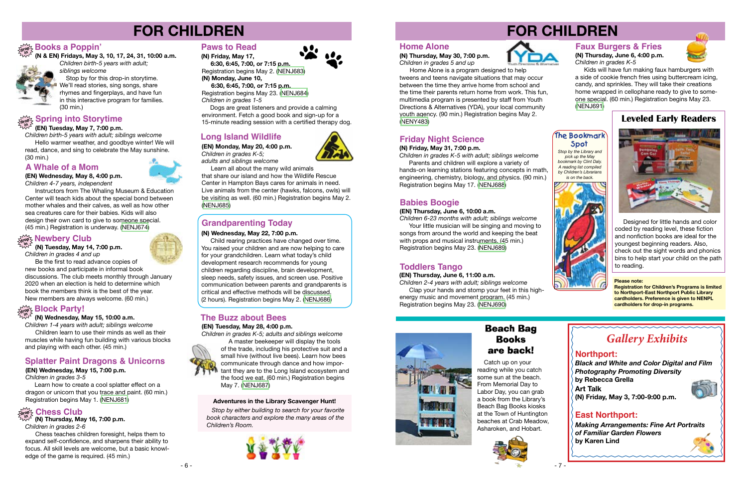# FOR CHILDREN

## Books a Poppin'

drop in

**(N & EN) Fridays, May 3, 10, 17, 24, 31, 10:00 a.m.**

*Children birth-5 years with adult; siblings welcome*

Stop by for this drop-in storytime. We'll read stories, sing songs, share rhymes and fingerplays, and have fun in this interactive program for families. (30 min.)

## Spring into Storytime

drop in

**(EN) Tuesday, May 7, 7:00 p.m.**

*Children birth-5 years with adult; siblings welcome*

Hello warmer weather, and goodbye winter! We will read, dance, and sing to celebrate the May sunshine. (30 min.)

## A Whale of a Mom

**(EN) Wednesday, May 8, 4:00 p.m.**

*Children 4-7 years, independent*

Instructors from The Whaling Museum & Education Center will teach kids about the special bond between mother whales and their calves, as well as how other sea creatures care for their babies. Kids will also design their own card to give to someone special. (45 min.) Registration is underway. (NENJ674)

## Newbery Club

drop in

**(N) Tuesday, May 14, 7:00 p.m.**

*Children in grades 4 and up*

Be the first to read advance copies of new books and participate in informal book discussions. The club meets monthly through January 2020 when an election is held to determine which book the members think is the best of the year. New members are always welcome. (60 min.)

## Block Party!

drop in

**(N) Wednesday, May 15, 10:00 a.m.**

*Children 1-4 years with adult; siblings welcome*

Children learn to use their minds as well as their muscles while having fun building with various blocks and playing with each other. (45 min.)

## Splatter Paint Dragons & Unicorns

**(EN) Wednesday, May 15, 7:00 p.m.**

*Children in grades 3-5*

Learn how to create a cool splatter effect on a dragon or unicorn that you trace and paint. (60 min.) Registration begins May 1. (NENJ681)

## Chess Club

drop in

**(N) Thursday, May 16, 7:00 p.m.**

*Children in grades 2-6*

Chess teaches children foresight, helps them to expand self-confidence, and sharpens their ability to focus. All skill levels are welcome, but a basic knowledge of the game is required. (45 min.)

## Paws to Read

**(N) Friday, May 17, 6:30, 6:45, 7:00, or 7:15 p.m.**

Registration begins May 2. (NENJ683)

**(N) Monday, June 10, 6:30, 6:45, 7:00, or 7:15 p.m.**

Registration begins May 23. (NENJ684)

*Children in grades 1-5*

Dogs are great listeners and provide a calming environment. Fetch a good book and sign-up for a 15-minute reading session with a certified therapy dog.

## Long Island Wildlife

**(EN) Monday, May 20, 4:00 p.m.**

*Children in grades K-5; adults and siblings welcome*

Learn all about the many wild animals that share our island and how the Wildlife Rescue Center in Hampton Bays cares for animals in need. Live animals from the center (hawks, falcons, owls) will be visiting as well. (60 min.) Registration begins May 2. (NENJ685)

## Grandparenting Today

**(N) Wednesday, May 22, 7:00 p.m.**

Child rearing practices have changed over time. You raised your children and are now helping to care for your grandchildren. Learn what today's child development research recommends for young children regarding discipline, brain development, sleep needs, safety issues, and screen use. Positive communication between parents and grandparents is critical and effective methods will be discussed. (2 hours). Registration begins May 2. (NENJ686)

## The Buzz about Bees

**(EN) Tuesday, May 28, 4:00 p.m.**

*Children in grades K-5; adults and siblings welcome*

A master beekeeper will display the tools of the trade, including his protective suit and a small hive (without live bees). Learn how bees communicate through dance and how important they are to the Long Island ecosystem and the food we eat. (60 min.) Registration begins May 7. (NENJ687)

**Adventures in the Library Scavenger Hunt!**

*Stop by either building to search for your favorite book characters and explore the many areas of the Children's Room.*

## Home Alone

**(N) Thursday, May 30, 7:00 p.m.**

*Children in grades 5 and up*

Home Alone is a program designed to help tweens and teens navigate situations that may occur between the time they arrive home from school and the time their parents return home from work. This fun, multimedia program is presented by staff from Youth Directions & Alternatives (YDA), your local community youth agency. (90 min.) Registration begins May 2. (NENY483)

## Friday Night Science

**(N) Friday, May 31, 7:00 p.m.**

*Children in grades K-5 with adult; siblings welcome*

Parents and children will explore a variety of hands-on learning stations featuring concepts in math, engineering, chemistry, biology, and physics. (90 min.) Registration begins May 17. (NENJ688)

## Babies Boogie

**(EN) Thursday, June 6, 10:00 a.m.**

*Children 6-23 months with adult; siblings welcome*

Your little musician will be singing and moving to songs from around the world and keeping the beat with props and musical instruments. (45 min.) Registration begins May 23. (NENJ689)

## Toddlers Tango

**(EN) Thursday, June 6, 11:00 a.m.**

*Children 2-4 years with adult; siblings welcome*

Clap your hands and stomp your feet in this high-energy music and movement program. (45 min.) Registration begins May 23. (NENJ690)

## Faux Burgers & Fries

**(N) Thursday, June 6, 4:00 p.m.**

*Children in grades K-5*

Kids will have fun making faux hamburgers with a side of cookie french fries using buttercream icing, candy, and sprinkles. They will take their creations home wrapped in cellophane ready to give to someone special. (60 min.) Registration begins May 23. (NENJ691)

## The Bookmark Spot

*Stop by the Library and pick up the May bookmark by Clint Daly. A reading list compiled by Children's Librarians is on the back.*

## Leveled Early Readers

Designed for little hands and color coded by reading level, these fiction and nonfiction books are ideal for the youngest beginning readers. Also, check out the sight words and phonics bins to help start your child on the path to reading.

**Please note:**

**Registration for Children's Programs is limited to Northport-East Northport Public Library cardholders. Preference is given to NENPL cardholders for drop-in programs.**

## Beach Bag Books are back!

Catch up on your reading while you catch some sun at the beach. From Memorial Day to Labor Day, you can grab a book from the Library's Beach Bag Books kiosks at the Town of Huntington beaches at Crab Meadow, Asharoken, and Hobart.

## *Gallery Exhibits*

### Northport:

***Black and White and Color Digital and Film Photography Promoting Diversity***

**by Rebecca Grella**

**Art Talk**

**(N) Friday, May 3, 7:00-9:00 p.m.**

### East Northport:

***Making Arrangements: Fine Art Portraits of Familiar Garden Flowers***

**by Karen Lind**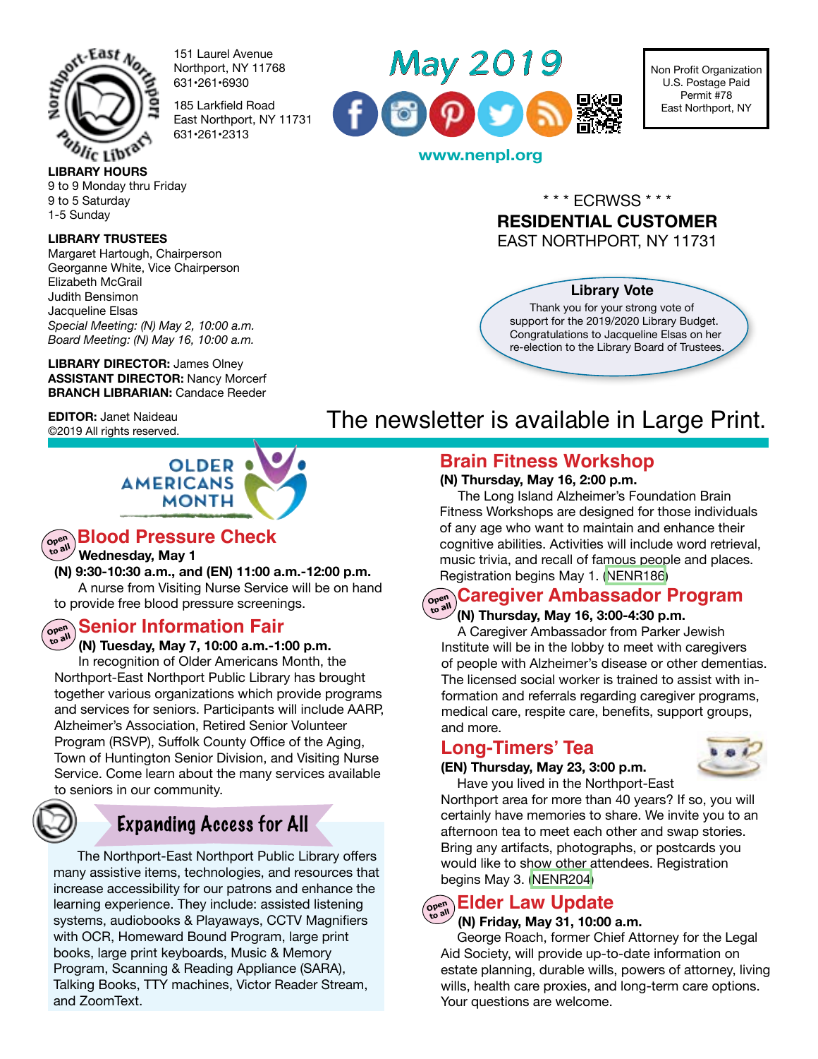151 Laurel Avenue
Northport, NY 11768
631•261•6930

185 Larkfield Road
East Northport, NY 11731
631•261•2313

# May 2019

www.nenpl.org

Non Profit Organization
U.S. Postage Paid
Permit #78
East Northport, NY

**LIBRARY HOURS**
9 to 9 Monday thru Friday
9 to 5 Saturday
1-5 Sunday

**LIBRARY TRUSTEES**
Margaret Hartough, Chairperson
Georganne White, Vice Chairperson
Elizabeth McGrail
Judith Bensimon
Jacqueline Elsas
*Special Meeting: (N) May 2, 10:00 a.m.*
*Board Meeting: (N) May 16, 10:00 a.m.*

**LIBRARY DIRECTOR:** James Olney
**ASSISTANT DIRECTOR:** Nancy Morcerf
**BRANCH LIBRARIAN:** Candace Reeder

**EDITOR:** Janet Naideau
©2019 All rights reserved.

\* \* \* ECRWSS \* \* \*
**RESIDENTIAL CUSTOMER**
EAST NORTHPORT, NY 11731

**Library Vote**
Thank you for your strong vote of support for the 2019/2020 Library Budget. Congratulations to Jacqueline Elsas on her re-election to the Library Board of Trustees.

The newsletter is available in Large Print.

OLDER AMERICANS MONTH

## Blood Pressure Check

Open to all

**Wednesday, May 1**
**(N) 9:30-10:30 a.m., and (EN) 11:00 a.m.-12:00 p.m.**

A nurse from Visiting Nurse Service will be on hand to provide free blood pressure screenings.

## Senior Information Fair

Open to all

**(N) Tuesday, May 7, 10:00 a.m.-1:00 p.m.**

In recognition of Older Americans Month, the Northport-East Northport Public Library has brought together various organizations which provide programs and services for seniors. Participants will include AARP, Alzheimer's Association, Retired Senior Volunteer Program (RSVP), Suffolk County Office of the Aging, Town of Huntington Senior Division, and Visiting Nurse Service. Come learn about the many services available to seniors in our community.

## Expanding Access for All

The Northport-East Northport Public Library offers many assistive items, technologies, and resources that increase accessibility for our patrons and enhance the learning experience. They include: assisted listening systems, audiobooks & Playaways, CCTV Magnifiers with OCR, Homeward Bound Program, large print books, large print keyboards, Music & Memory Program, Scanning & Reading Appliance (SARA), Talking Books, TTY machines, Victor Reader Stream, and ZoomText.

## Brain Fitness Workshop

**(N) Thursday, May 16, 2:00 p.m.**

The Long Island Alzheimer's Foundation Brain Fitness Workshops are designed for those individuals of any age who want to maintain and enhance their cognitive abilities. Activities will include word retrieval, music trivia, and recall of famous people and places. Registration begins May 1. (NENR186)

## Caregiver Ambassador Program

Open to all

**(N) Thursday, May 16, 3:00-4:30 p.m.**

A Caregiver Ambassador from Parker Jewish Institute will be in the lobby to meet with caregivers of people with Alzheimer's disease or other dementias. The licensed social worker is trained to assist with information and referrals regarding caregiver programs, medical care, respite care, benefits, support groups, and more.

## Long-Timers' Tea

**(EN) Thursday, May 23, 3:00 p.m.**

Have you lived in the Northport-East Northport area for more than 40 years? If so, you will certainly have memories to share. We invite you to an afternoon tea to meet each other and swap stories. Bring any artifacts, photographs, or postcards you would like to show other attendees. Registration begins May 3. (NENR204)

## Elder Law Update

Open to all

**(N) Friday, May 31, 10:00 a.m.**

George Roach, former Chief Attorney for the Legal Aid Society, will provide up-to-date information on estate planning, durable wills, powers of attorney, living wills, health care proxies, and long-term care options. Your questions are welcome.